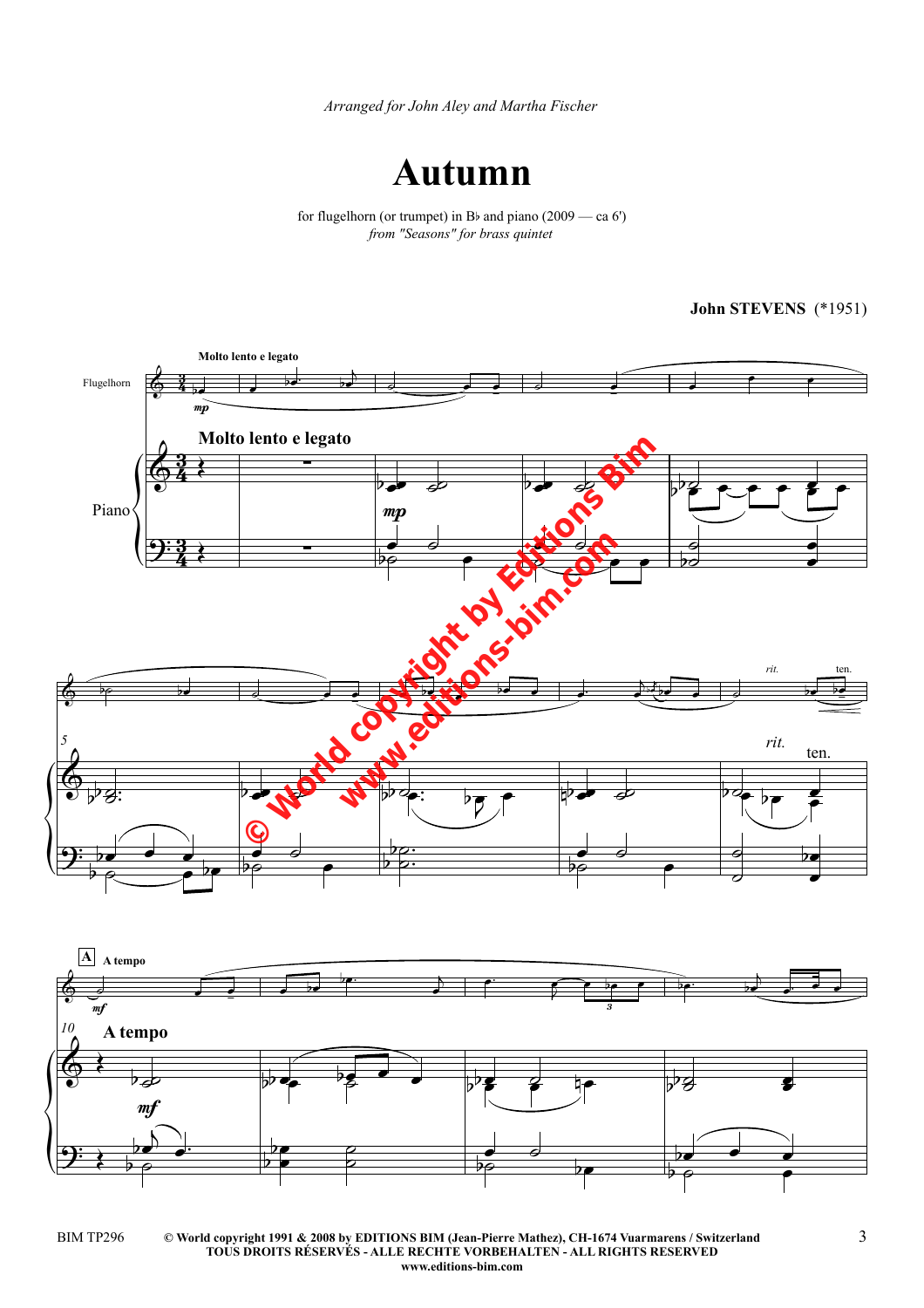*Arranged for John Aley and Martha Fischer*

# Autumn

for flugelhorn (or trumpet) in B♭ and piano (2009 — ca 6')
*from "Seasons" for brass quintet*

**John STEVENS** (*1951)

**Molto lento e legato**

Flugelhorn

Piano

*mp*

*rit.* ten.

**A** **A tempo**

*mf*

© World copyright by Editions Bim
www.editions-bim.com

BIM TP296

**© World copyright 1991 & 2008 by EDITIONS BIM (Jean-Pierre Mathez), CH-1674 Vuarmarens / Switzerland**
**TOUS DROITS RÉSERVÉS - ALLE RECHTE VORBEHALTEN - ALL RIGHTS RESERVED**
**www.editions-bim.com**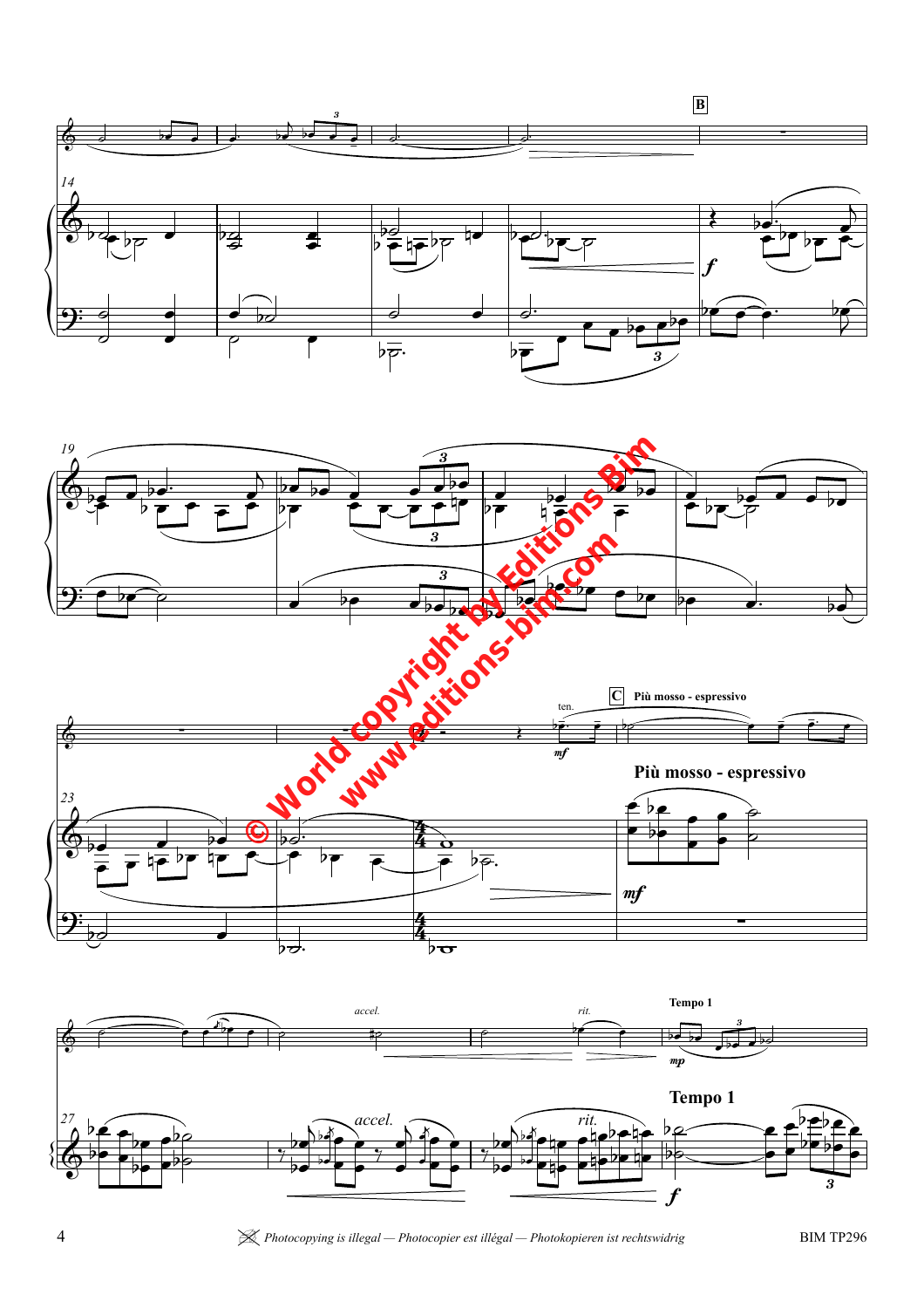**B**

**C** **Più mosso - espressivo**

ten.

*mf*

**Più mosso - espressivo**

*mf*

*accel.*

*rit.*

**Tempo 1**

*mp*

**Tempo 1**

*f*

*accel.*

*rit.*